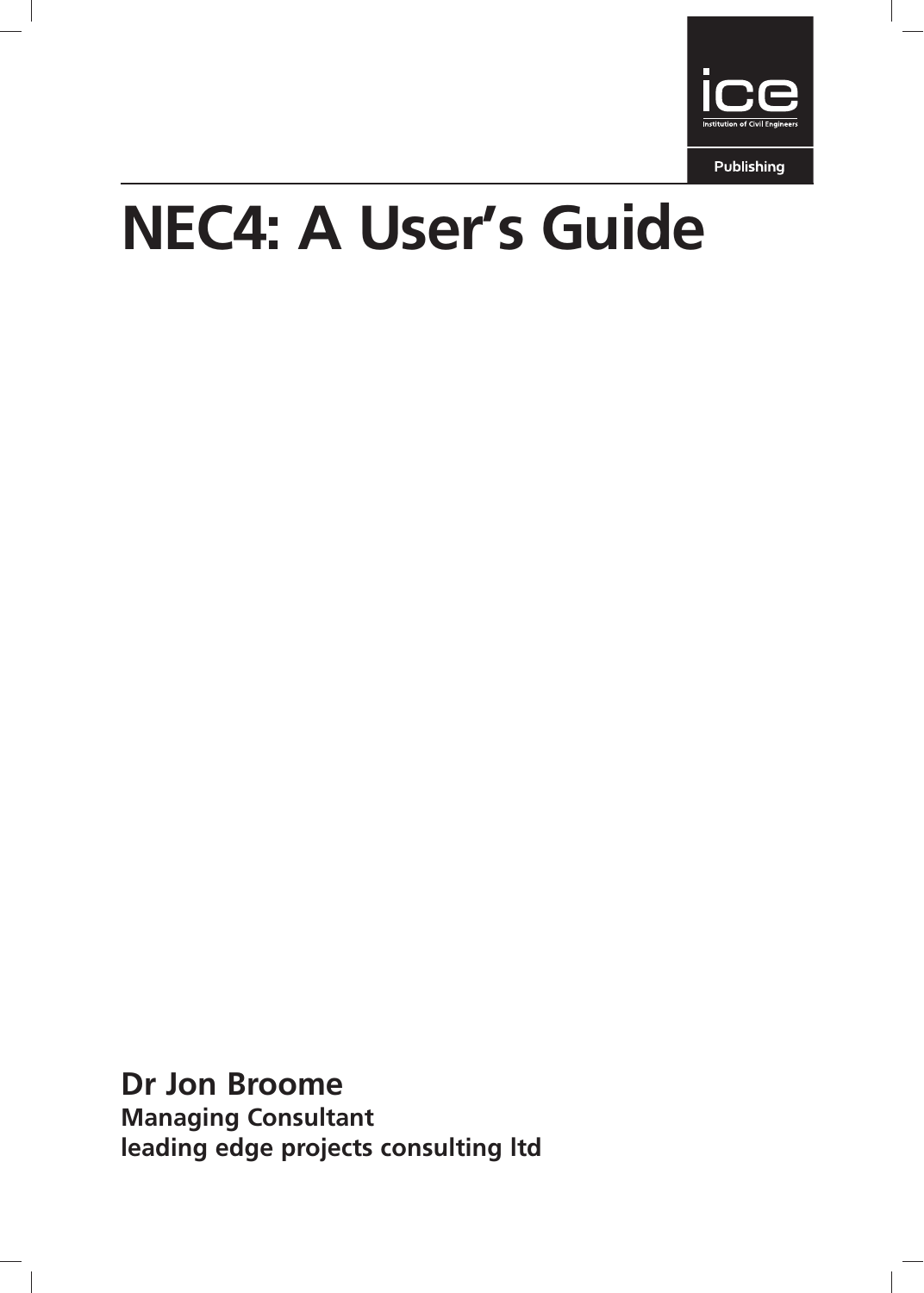ice

Institution of Civil Engineers

Publishing

# NEC4: A User's Guide

**Dr Jon Broome**

**Managing Consultant**

**leading edge projects consulting ltd**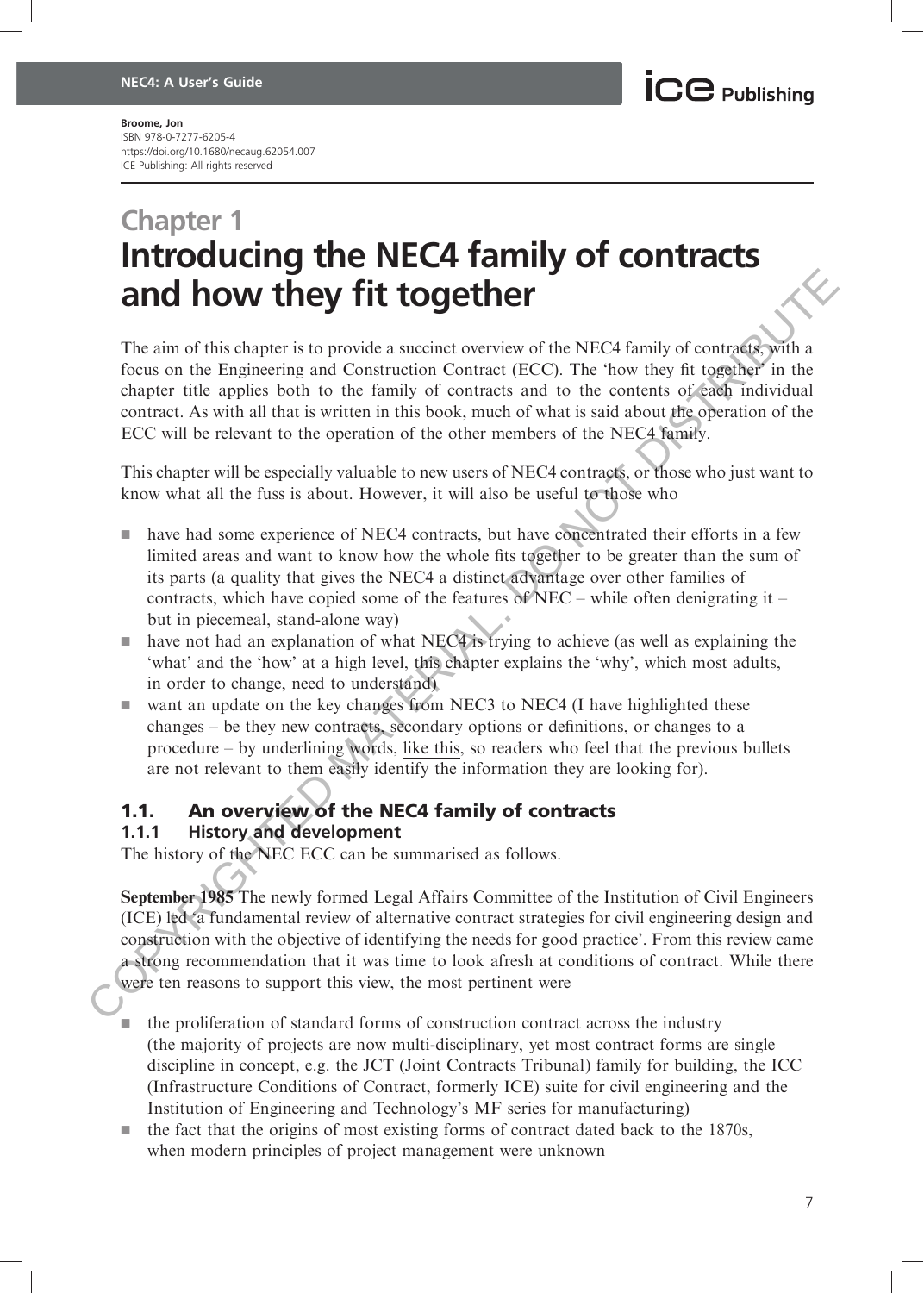# Chapter 1
# Introducing the NEC4 family of contracts and how they fit together

The aim of this chapter is to provide a succinct overview of the NEC4 family of contracts, with a focus on the Engineering and Construction Contract (ECC). The 'how they fit together' in the chapter title applies both to the family of contracts and to the contents of each individual contract. As with all that is written in this book, much of what is said about the operation of the ECC will be relevant to the operation of the other members of the NEC4 family.

This chapter will be especially valuable to new users of NEC4 contracts, or those who just want to know what all the fuss is about. However, it will also be useful to those who

- have had some experience of NEC4 contracts, but have concentrated their efforts in a few limited areas and want to know how the whole fits together to be greater than the sum of its parts (a quality that gives the NEC4 a distinct advantage over other families of contracts, which have copied some of the features of NEC – while often denigrating it – but in piecemeal, stand-alone way)
- have not had an explanation of what NEC4 is trying to achieve (as well as explaining the 'what' and the 'how' at a high level, this chapter explains the 'why', which most adults, in order to change, need to understand)
- want an update on the key changes from NEC3 to NEC4 (I have highlighted these changes – be they new contracts, secondary options or definitions, or changes to a procedure – by underlining words, <u>like this</u>, so readers who feel that the previous bullets are not relevant to them easily identify the information they are looking for).

## 1.1. An overview of the NEC4 family of contracts

### 1.1.1 History and development

The history of the NEC ECC can be summarised as follows.

**September 1985** The newly formed Legal Affairs Committee of the Institution of Civil Engineers (ICE) led 'a fundamental review of alternative contract strategies for civil engineering design and construction with the objective of identifying the needs for good practice'. From this review came a strong recommendation that it was time to look afresh at conditions of contract. While there were ten reasons to support this view, the most pertinent were

- the proliferation of standard forms of construction contract across the industry (the majority of projects are now multi-disciplinary, yet most contract forms are single discipline in concept, e.g. the JCT (Joint Contracts Tribunal) family for building, the ICC (Infrastructure Conditions of Contract, formerly ICE) suite for civil engineering and the Institution of Engineering and Technology's MF series for manufacturing)
- the fact that the origins of most existing forms of contract dated back to the 1870s, when modern principles of project management were unknown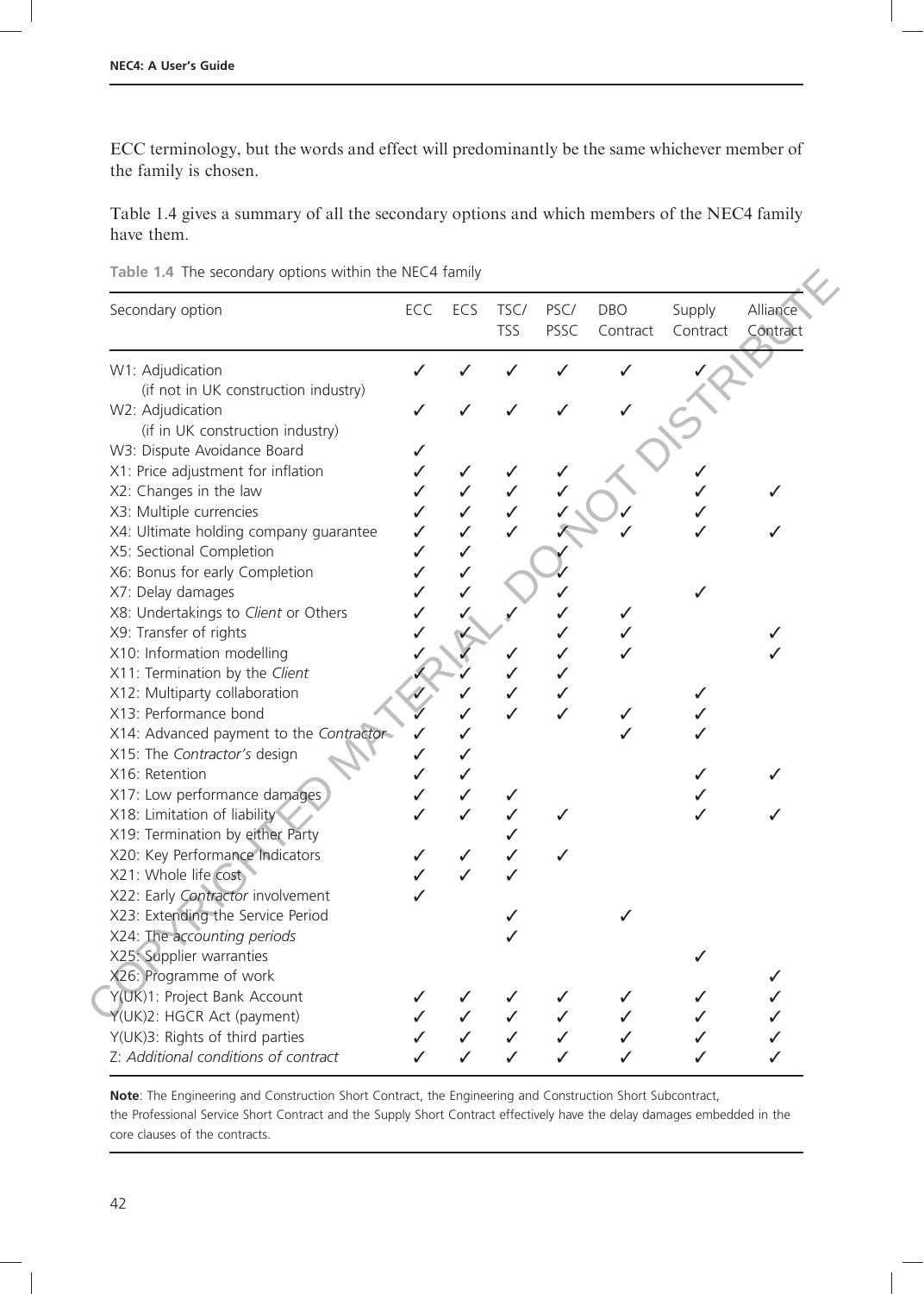ECC terminology, but the words and effect will predominantly be the same whichever member of the family is chosen.

Table 1.4 gives a summary of all the secondary options and which members of the NEC4 family have them.

Table 1.4 The secondary options within the NEC4 family

| Secondary option | ECC | ECS | TSC/ TSS | PSC/ PSSC | DBO Contract | Supply Contract | Alliance Contract |
|---|---|---|---|---|---|---|---|
| W1: Adjudication (if not in UK construction industry) | ✓ | ✓ | ✓ | ✓ | ✓ | ✓ | |
| W2: Adjudication (if in UK construction industry) | ✓ | ✓ | ✓ | ✓ | ✓ | | |
| W3: Dispute Avoidance Board | ✓ | | | | | | |
| X1: Price adjustment for inflation | ✓ | ✓ | ✓ | ✓ | | ✓ | |
| X2: Changes in the law | ✓ | ✓ | ✓ | ✓ | | ✓ | ✓ |
| X3: Multiple currencies | ✓ | ✓ | ✓ | ✓ | ✓ | ✓ | |
| X4: Ultimate holding company guarantee | ✓ | ✓ | ✓ | ✓ | ✓ | ✓ | ✓ |
| X5: Sectional Completion | ✓ | ✓ | | ✓ | | | |
| X6: Bonus for early Completion | ✓ | ✓ | | ✓ | | | |
| X7: Delay damages | ✓ | ✓ | | ✓ | | ✓ | |
| X8: Undertakings to *Client* or Others | ✓ | ✓ | ✓ | ✓ | ✓ | | |
| X9: Transfer of rights | ✓ | ✓ | | ✓ | ✓ | | ✓ |
| X10: Information modelling | ✓ | ✓ | ✓ | ✓ | ✓ | | ✓ |
| X11: Termination by the *Client* | ✓ | ✓ | ✓ | ✓ | | | |
| X12: Multiparty collaboration | ✓ | ✓ | ✓ | ✓ | | ✓ | |
| X13: Performance bond | ✓ | ✓ | ✓ | ✓ | ✓ | ✓ | |
| X14: Advanced payment to the *Contractor* | ✓ | ✓ | | | ✓ | ✓ | |
| X15: The *Contractor's* design | ✓ | ✓ | | | | | |
| X16: Retention | ✓ | ✓ | | | | ✓ | ✓ |
| X17: Low performance damages | ✓ | ✓ | ✓ | | | ✓ | |
| X18: Limitation of liability | ✓ | ✓ | ✓ | ✓ | | ✓ | ✓ |
| X19: Termination by either Party | | | ✓ | | | | |
| X20: Key Performance Indicators | ✓ | ✓ | ✓ | ✓ | | | |
| X21: Whole life cost | ✓ | ✓ | ✓ | | | | |
| X22: Early *Contractor* involvement | ✓ | | | | | | |
| X23: Extending the Service Period | | | ✓ | | ✓ | | |
| X24: The *accounting periods* | | | ✓ | | | | |
| X25: Supplier warranties | | | | | | ✓ | |
| X26: Programme of work | | | | | | | ✓ |
| Y(UK)1: Project Bank Account | ✓ | ✓ | ✓ | ✓ | ✓ | ✓ | ✓ |
| Y(UK)2: HGCR Act (payment) | ✓ | ✓ | ✓ | ✓ | ✓ | ✓ | ✓ |
| Y(UK)3: Rights of third parties | ✓ | ✓ | ✓ | ✓ | ✓ | ✓ | ✓ |
| Z: *Additional conditions of contract* | ✓ | ✓ | ✓ | ✓ | ✓ | ✓ | ✓ |

**Note**: The Engineering and Construction Short Contract, the Engineering and Construction Short Subcontract, the Professional Service Short Contract and the Supply Short Contract effectively have the delay damages embedded in the core clauses of the contracts.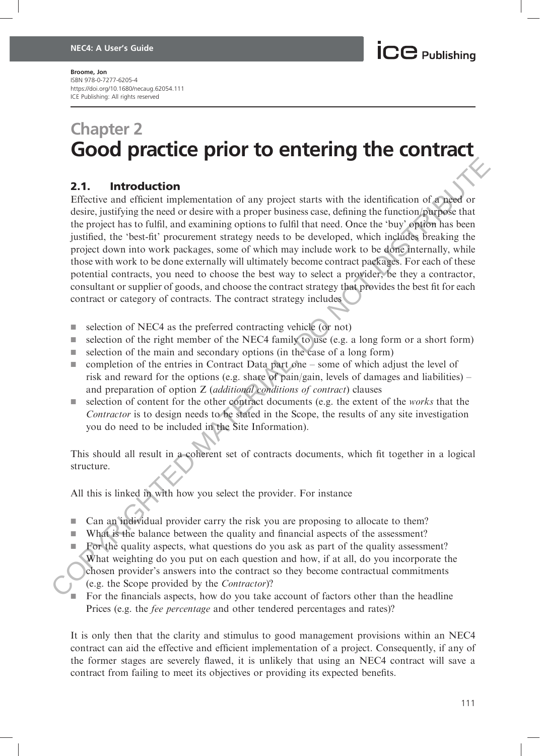NEC4: A User's Guide

Broome, Jon
ISBN 978-0-7277-6205-4
https://doi.org/10.1680/necaug.62054.111
ICE Publishing: All rights reserved

# Chapter 2
# Good practice prior to entering the contract

## 2.1. Introduction

Effective and efficient implementation of any project starts with the identification of a need or desire, justifying the need or desire with a proper business case, defining the function/purpose that the project has to fulfil, and examining options to fulfil that need. Once the 'buy' option has been justified, the 'best-fit' procurement strategy needs to be developed, which includes breaking the project down into work packages, some of which may include work to be done internally, while those with work to be done externally will ultimately become contract packages. For each of these potential contracts, you need to choose the best way to select a provider, be they a contractor, consultant or supplier of goods, and choose the contract strategy that provides the best fit for each contract or category of contracts. The contract strategy includes

- selection of NEC4 as the preferred contracting vehicle (or not)
- selection of the right member of the NEC4 family to use (e.g. a long form or a short form)
- selection of the main and secondary options (in the case of a long form)
- completion of the entries in Contract Data part one – some of which adjust the level of risk and reward for the options (e.g. share of pain/gain, levels of damages and liabilities) – and preparation of option Z (*additional conditions of contract*) clauses
- selection of content for the other contract documents (e.g. the extent of the *works* that the *Contractor* is to design needs to be stated in the Scope, the results of any site investigation you do need to be included in the Site Information).

This should all result in a coherent set of contracts documents, which fit together in a logical structure.

All this is linked in with how you select the provider. For instance

- Can an individual provider carry the risk you are proposing to allocate to them?
- What is the balance between the quality and financial aspects of the assessment?
- For the quality aspects, what questions do you ask as part of the quality assessment? What weighting do you put on each question and how, if at all, do you incorporate the chosen provider's answers into the contract so they become contractual commitments (e.g. the Scope provided by the *Contractor*)?
- For the financials aspects, how do you take account of factors other than the headline Prices (e.g. the *fee percentage* and other tendered percentages and rates)?

It is only then that the clarity and stimulus to good management provisions within an NEC4 contract can aid the effective and efficient implementation of a project. Consequently, if any of the former stages are severely flawed, it is unlikely that using an NEC4 contract will save a contract from failing to meet its objectives or providing its expected benefits.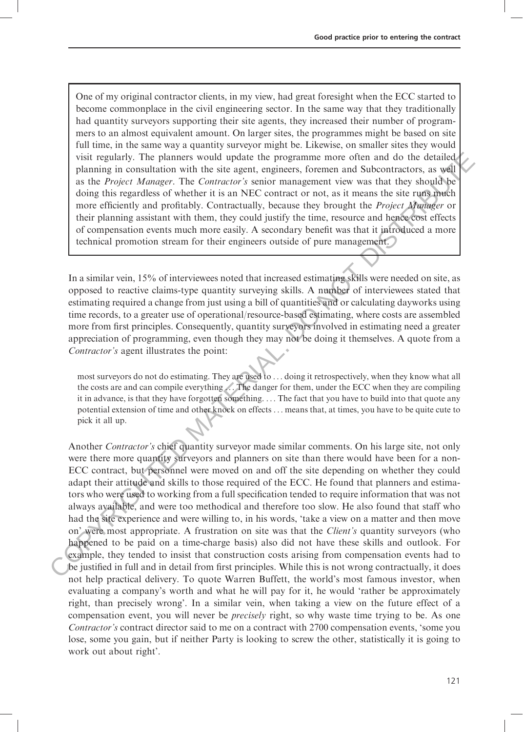> One of my original contractor clients, in my view, had great foresight when the ECC started to become commonplace in the civil engineering sector. In the same way that they traditionally had quantity surveyors supporting their site agents, they increased their number of programmers to an almost equivalent amount. On larger sites, the programmes might be based on site full time, in the same way a quantity surveyor might be. Likewise, on smaller sites they would visit regularly. The planners would update the programme more often and do the detailed planning in consultation with the site agent, engineers, foremen and Subcontractors, as well as the *Project Manager*. The *Contractor's* senior management view was that they should be doing this regardless of whether it is an NEC contract or not, as it means the site runs much more efficiently and profitably. Contractually, because they brought the *Project Manager* or their planning assistant with them, they could justify the time, resource and hence cost effects of compensation events much more easily. A secondary benefit was that it introduced a more technical promotion stream for their engineers outside of pure management.

In a similar vein, 15% of interviewees noted that increased estimating skills were needed on site, as opposed to reactive claims-type quantity surveying skills. A number of interviewees stated that estimating required a change from just using a bill of quantities and or calculating dayworks using time records, to a greater use of operational/resource-based estimating, where costs are assembled more from first principles. Consequently, quantity surveyors involved in estimating need a greater appreciation of programming, even though they may not be doing it themselves. A quote from a *Contractor's* agent illustrates the point:

> most surveyors do not do estimating. They are used to ... doing it retrospectively, when they know what all the costs are and can compile everything ... The danger for them, under the ECC when they are compiling it in advance, is that they have forgotten something. ... The fact that you have to build into that quote any potential extension of time and other knock on effects ... means that, at times, you have to be quite cute to pick it all up.

Another *Contractor's* chief quantity surveyor made similar comments. On his large site, not only were there more quantity surveyors and planners on site than there would have been for a non-ECC contract, but personnel were moved on and off the site depending on whether they could adapt their attitude and skills to those required of the ECC. He found that planners and estimators who were used to working from a full specification tended to require information that was not always available, and were too methodical and therefore too slow. He also found that staff who had the site experience and were willing to, in his words, 'take a view on a matter and then move on' were most appropriate. A frustration on site was that the *Client's* quantity surveyors (who happened to be paid on a time-charge basis) also did not have these skills and outlook. For example, they tended to insist that construction costs arising from compensation events had to be justified in full and in detail from first principles. While this is not wrong contractually, it does not help practical delivery. To quote Warren Buffett, the world's most famous investor, when evaluating a company's worth and what he will pay for it, he would 'rather be approximately right, than precisely wrong'. In a similar vein, when taking a view on the future effect of a compensation event, you will never be *precisely* right, so why waste time trying to be. As one *Contractor's* contract director said to me on a contract with 2700 compensation events, 'some you lose, some you gain, but if neither Party is looking to screw the other, statistically it is going to work out about right'.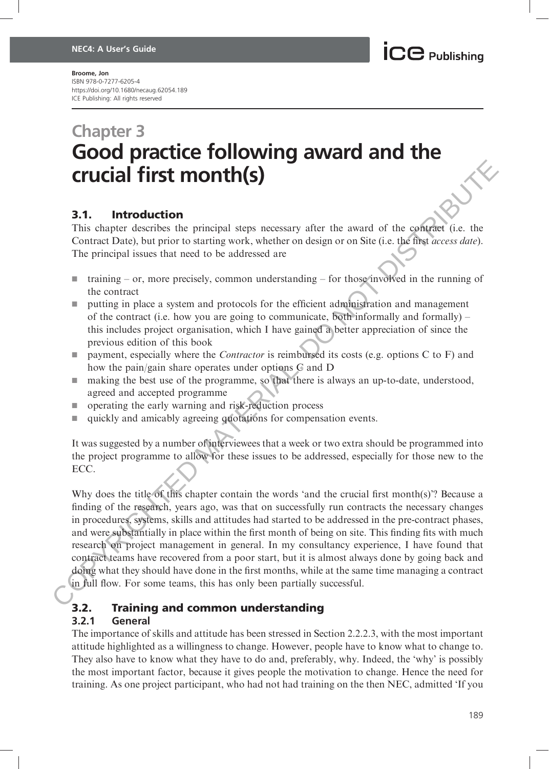# Chapter 3
# Good practice following award and the crucial first month(s)

## 3.1. Introduction

This chapter describes the principal steps necessary after the award of the contract (i.e. the Contract Date), but prior to starting work, whether on design or on Site (i.e. the first *access date*). The principal issues that need to be addressed are

- training – or, more precisely, common understanding – for those involved in the running of the contract
- putting in place a system and protocols for the efficient administration and management of the contract (i.e. how you are going to communicate, both informally and formally) – this includes project organisation, which I have gained a better appreciation of since the previous edition of this book
- payment, especially where the *Contractor* is reimbursed its costs (e.g. options C to F) and how the pain/gain share operates under options C and D
- making the best use of the programme, so that there is always an up-to-date, understood, agreed and accepted programme
- operating the early warning and risk-reduction process
- quickly and amicably agreeing quotations for compensation events.

It was suggested by a number of interviewees that a week or two extra should be programmed into the project programme to allow for these issues to be addressed, especially for those new to the ECC.

Why does the title of this chapter contain the words 'and the crucial first month(s)'? Because a finding of the research, years ago, was that on successfully run contracts the necessary changes in procedures, systems, skills and attitudes had started to be addressed in the pre-contract phases, and were substantially in place within the first month of being on site. This finding fits with much research on project management in general. In my consultancy experience, I have found that contract teams have recovered from a poor start, but it is almost always done by going back and doing what they should have done in the first months, while at the same time managing a contract in full flow. For some teams, this has only been partially successful.

## 3.2. Training and common understanding

### 3.2.1 General

The importance of skills and attitude has been stressed in Section 2.2.2.3, with the most important attitude highlighted as a willingness to change. However, people have to know what to change to. They also have to know what they have to do and, preferably, why. Indeed, the 'why' is possibly the most important factor, because it gives people the motivation to change. Hence the need for training. As one project participant, who had not had training on the then NEC, admitted 'If you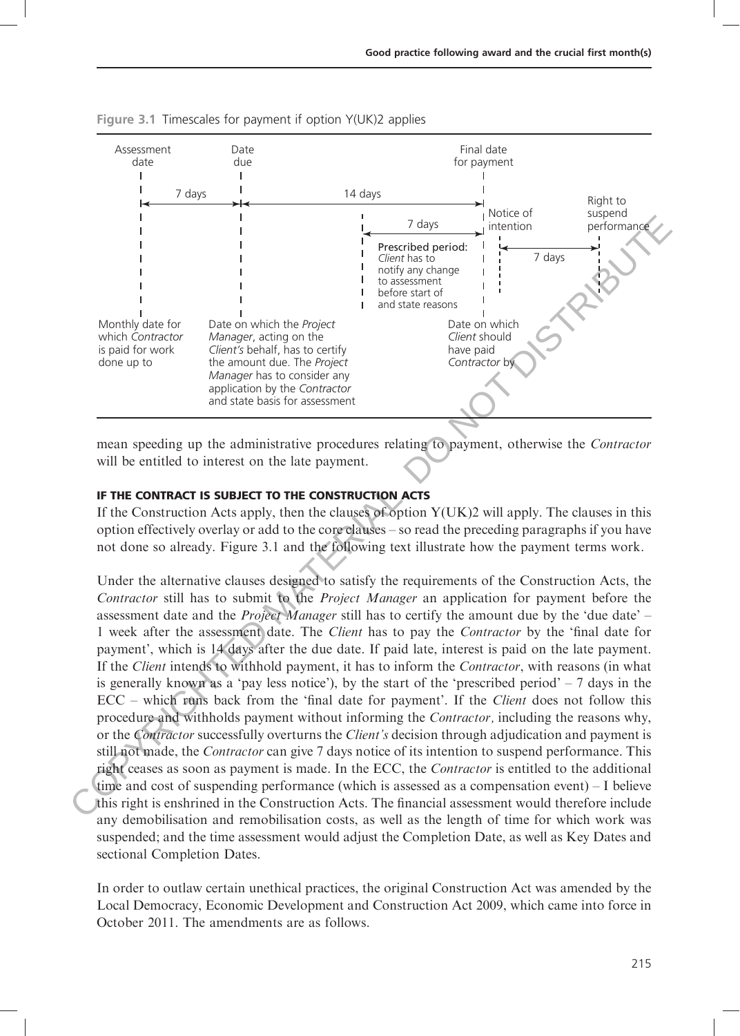Figure 3.1 Timescales for payment if option Y(UK)2 applies

Assessment date

Date due

Final date for payment

7 days

14 days

7 days

Notice of intention

Right to suspend performance

7 days

Prescribed period: *Client* has to notify any change to assessment before start of and state reasons

Monthly date for which *Contractor* is paid for work done up to

Date on which the *Project Manager*, acting on the *Client's* behalf, has to certify the amount due. The *Project Manager* has to consider any application by the *Contractor* and state basis for assessment

Date on which *Client* should have paid *Contractor* by

mean speeding up the administrative procedures relating to payment, otherwise the *Contractor* will be entitled to interest on the late payment.

#### IF THE CONTRACT IS SUBJECT TO THE CONSTRUCTION ACTS

If the Construction Acts apply, then the clauses of option Y(UK)2 will apply. The clauses in this option effectively overlay or add to the core clauses – so read the preceding paragraphs if you have not done so already. Figure 3.1 and the following text illustrate how the payment terms work.

Under the alternative clauses designed to satisfy the requirements of the Construction Acts, the *Contractor* still has to submit to the *Project Manager* an application for payment before the assessment date and the *Project Manager* still has to certify the amount due by the 'due date' – 1 week after the assessment date. The *Client* has to pay the *Contractor* by the 'final date for payment', which is 14 days after the due date. If paid late, interest is paid on the late payment. If the *Client* intends to withhold payment, it has to inform the *Contractor*, with reasons (in what is generally known as a 'pay less notice'), by the start of the 'prescribed period' – 7 days in the ECC – which runs back from the 'final date for payment'. If the *Client* does not follow this procedure and withholds payment without informing the *Contractor*, including the reasons why, or the *Contractor* successfully overturns the *Client's* decision through adjudication and payment is still not made, the *Contractor* can give 7 days notice of its intention to suspend performance. This right ceases as soon as payment is made. In the ECC, the *Contractor* is entitled to the additional time and cost of suspending performance (which is assessed as a compensation event) – I believe this right is enshrined in the Construction Acts. The financial assessment would therefore include any demobilisation and remobilisation costs, as well as the length of time for which work was suspended; and the time assessment would adjust the Completion Date, as well as Key Dates and sectional Completion Dates.

In order to outlaw certain unethical practices, the original Construction Act was amended by the Local Democracy, Economic Development and Construction Act 2009, which came into force in October 2011. The amendments are as follows.